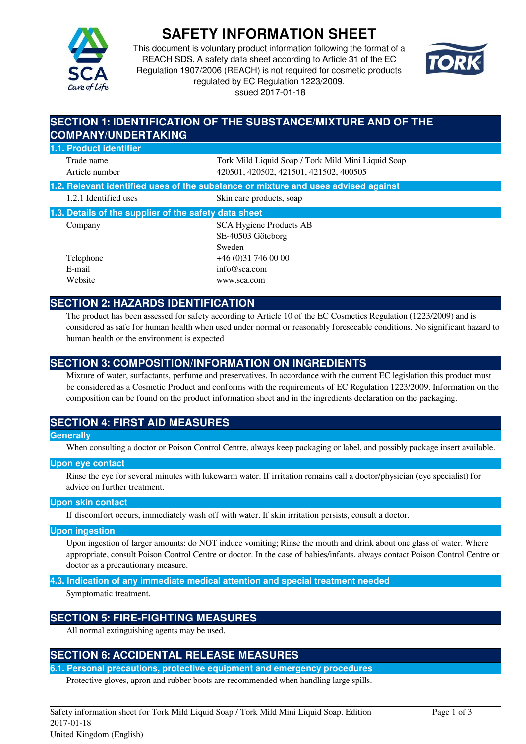# SAFETY INFORMATION SHEET

This document is voluntary product information following the format of a REACH SDS. A safety data sheet according to Article 31 of the EC Regulation 1907/2006 (REACH) is not required for cosmetic products regulated by EC Regulation 1223/2009.
Issued 2017-01-18

## SECTION 1: IDENTIFICATION OF THE SUBSTANCE/MIXTURE AND OF THE COMPANY/UNDERTAKING

### 1.1. Product identifier

| | |
|---|---|
| Trade name | Tork Mild Liquid Soap / Tork Mild Mini Liquid Soap |
| Article number | 420501, 420502, 421501, 421502, 400505 |

### 1.2. Relevant identified uses of the substance or mixture and uses advised against

| | |
|---|---|
| 1.2.1 Identified uses | Skin care products, soap |

### 1.3. Details of the supplier of the safety data sheet

| | |
|---|---|
| Company | SCA Hygiene Products AB<br>SE-40503 Göteborg<br>Sweden |
| Telephone | +46 (0)31 746 00 00 |
| E-mail | info@sca.com |
| Website | www.sca.com |

## SECTION 2: HAZARDS IDENTIFICATION

The product has been assessed for safety according to Article 10 of the EC Cosmetics Regulation (1223/2009) and is considered as safe for human health when used under normal or reasonably foreseeable conditions. No significant hazard to human health or the environment is expected

## SECTION 3: COMPOSITION/INFORMATION ON INGREDIENTS

Mixture of water, surfactants, perfume and preservatives. In accordance with the current EC legislation this product must be considered as a Cosmetic Product and conforms with the requirements of EC Regulation 1223/2009. Information on the composition can be found on the product information sheet and in the ingredients declaration on the packaging.

## SECTION 4: FIRST AID MEASURES

### Generally

When consulting a doctor or Poison Control Centre, always keep packaging or label, and possibly package insert available.

### Upon eye contact

Rinse the eye for several minutes with lukewarm water. If irritation remains call a doctor/physician (eye specialist) for advice on further treatment.

### Upon skin contact

If discomfort occurs, immediately wash off with water. If skin irritation persists, consult a doctor.

### Upon ingestion

Upon ingestion of larger amounts: do NOT induce vomiting; Rinse the mouth and drink about one glass of water. Where appropriate, consult Poison Control Centre or doctor. In the case of babies/infants, always contact Poison Control Centre or doctor as a precautionary measure.

### 4.3. Indication of any immediate medical attention and special treatment needed

Symptomatic treatment.

## SECTION 5: FIRE-FIGHTING MEASURES

All normal extinguishing agents may be used.

## SECTION 6: ACCIDENTAL RELEASE MEASURES

### 6.1. Personal precautions, protective equipment and emergency procedures

Protective gloves, apron and rubber boots are recommended when handling large spills.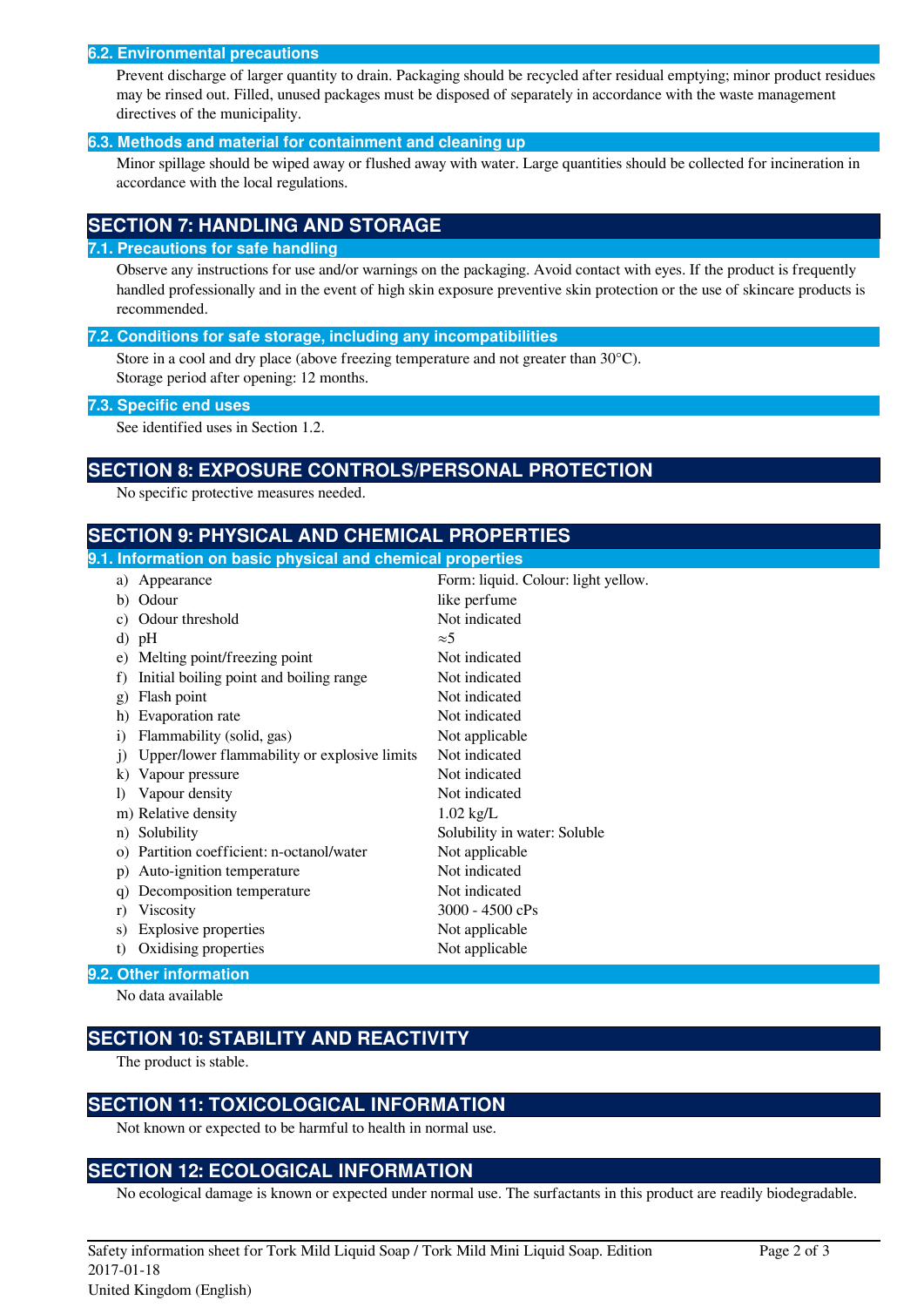### 6.2. Environmental precautions

Prevent discharge of larger quantity to drain. Packaging should be recycled after residual emptying; minor product residues may be rinsed out. Filled, unused packages must be disposed of separately in accordance with the waste management directives of the municipality.

### 6.3. Methods and material for containment and cleaning up

Minor spillage should be wiped away or flushed away with water. Large quantities should be collected for incineration in accordance with the local regulations.

## SECTION 7: HANDLING AND STORAGE

### 7.1. Precautions for safe handling

Observe any instructions for use and/or warnings on the packaging. Avoid contact with eyes. If the product is frequently handled professionally and in the event of high skin exposure preventive skin protection or the use of skincare products is recommended.

### 7.2. Conditions for safe storage, including any incompatibilities

Store in a cool and dry place (above freezing temperature and not greater than 30°C).
Storage period after opening: 12 months.

### 7.3. Specific end uses

See identified uses in Section 1.2.

## SECTION 8: EXPOSURE CONTROLS/PERSONAL PROTECTION

No specific protective measures needed.

## SECTION 9: PHYSICAL AND CHEMICAL PROPERTIES

### 9.1. Information on basic physical and chemical properties

| Property | Value |
|---|---|
| a) Appearance | Form: liquid. Colour: light yellow. |
| b) Odour | like perfume |
| c) Odour threshold | Not indicated |
| d) pH | ≈5 |
| e) Melting point/freezing point | Not indicated |
| f) Initial boiling point and boiling range | Not indicated |
| g) Flash point | Not indicated |
| h) Evaporation rate | Not indicated |
| i) Flammability (solid, gas) | Not applicable |
| j) Upper/lower flammability or explosive limits | Not indicated |
| k) Vapour pressure | Not indicated |
| l) Vapour density | Not indicated |
| m) Relative density | 1.02 kg/L |
| n) Solubility | Solubility in water: Soluble |
| o) Partition coefficient: n-octanol/water | Not applicable |
| p) Auto-ignition temperature | Not indicated |
| q) Decomposition temperature | Not indicated |
| r) Viscosity | 3000 - 4500 cPs |
| s) Explosive properties | Not applicable |
| t) Oxidising properties | Not applicable |

### 9.2. Other information

No data available

## SECTION 10: STABILITY AND REACTIVITY

The product is stable.

## SECTION 11: TOXICOLOGICAL INFORMATION

Not known or expected to be harmful to health in normal use.

## SECTION 12: ECOLOGICAL INFORMATION

No ecological damage is known or expected under normal use. The surfactants in this product are readily biodegradable.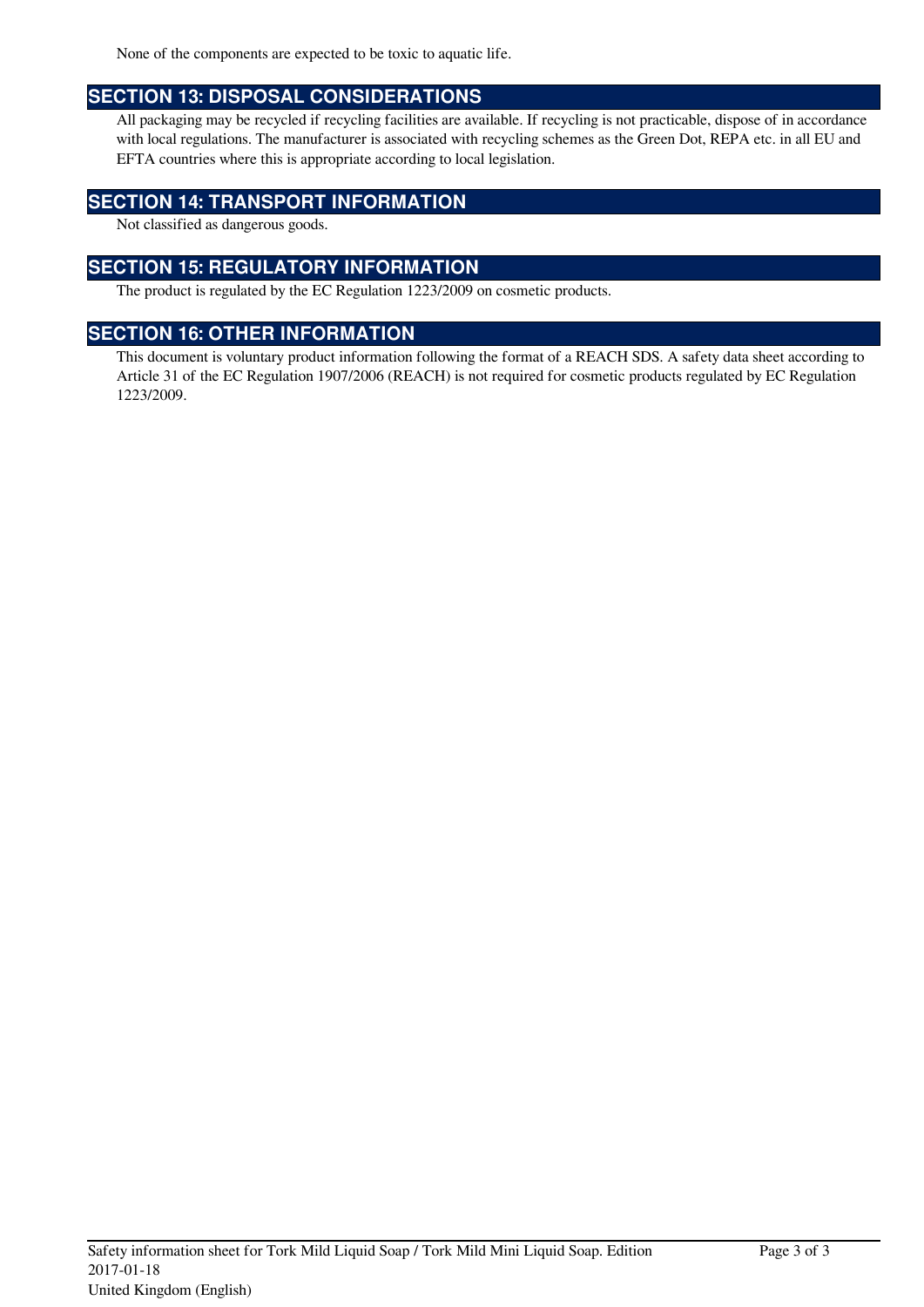None of the components are expected to be toxic to aquatic life.

## SECTION 13: DISPOSAL CONSIDERATIONS

All packaging may be recycled if recycling facilities are available. If recycling is not practicable, dispose of in accordance with local regulations. The manufacturer is associated with recycling schemes as the Green Dot, REPA etc. in all EU and EFTA countries where this is appropriate according to local legislation.

## SECTION 14: TRANSPORT INFORMATION

Not classified as dangerous goods.

## SECTION 15: REGULATORY INFORMATION

The product is regulated by the EC Regulation 1223/2009 on cosmetic products.

## SECTION 16: OTHER INFORMATION

This document is voluntary product information following the format of a REACH SDS. A safety data sheet according to Article 31 of the EC Regulation 1907/2006 (REACH) is not required for cosmetic products regulated by EC Regulation 1223/2009.